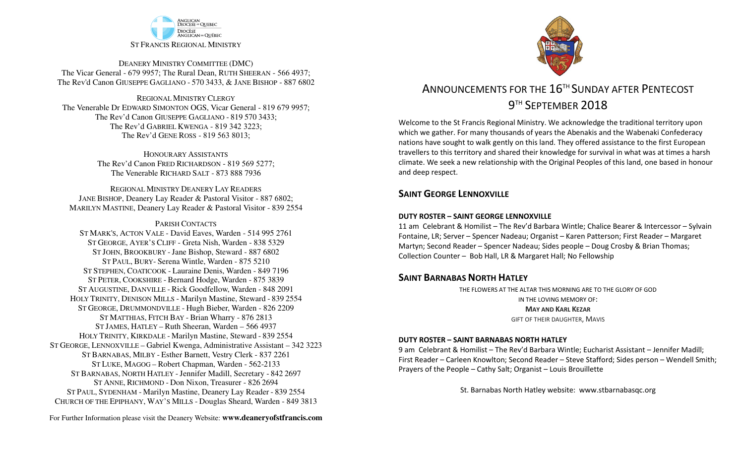ANGLICAN DIOCESE OF QUEBEC
DIOCÈSE ANGLICAN DU QUÉBEC

ST FRANCIS REGIONAL MINISTRY

DEANERY MINISTRY COMMITTEE (DMC)
The Vicar General - 679 9957; The Rural Dean, RUTH SHEERAN - 566 4937;
The Rev'd Canon GIUSEPPE GAGLIANO - 570 3433, & JANE BISHOP - 887 6802

REGIONAL MINISTRY CLERGY
The Venerable Dr EDWARD SIMONTON OGS, Vicar General - 819 679 9957;
The Rev'd Canon GIUSEPPE GAGLIANO - 819 570 3433;
The Rev'd GABRIEL KWENGA - 819 342 3223;
The Rev'd GENE ROSS - 819 563 8013;

HONOURARY ASSISTANTS
The Rev'd Canon FRED RICHARDSON - 819 569 5277;
The Venerable RICHARD SALT - 873 888 7936

REGIONAL MINISTRY DEANERY LAY READERS
JANE BISHOP, Deanery Lay Reader & Pastoral Visitor - 887 6802;
MARILYN MASTINE, Deanery Lay Reader & Pastoral Visitor - 839 2554

PARISH CONTACTS
ST MARK'S, ACTON VALE - David Eaves, Warden - 514 995 2761
ST GEORGE, AYER'S CLIFF - Greta Nish, Warden - 838 5329
ST JOHN, BROOKBURY - Jane Bishop, Steward - 887 6802
ST PAUL, BURY- Serena Wintle, Warden - 875 5210
ST STEPHEN, COATICOOK - Lauraine Denis, Warden - 849 7196
ST PETER, COOKSHIRE - Bernard Hodge, Warden - 875 3839
ST AUGUSTINE, DANVILLE - Rick Goodfellow, Warden - 848 2091
HOLY TRINITY, DENISON MILLS - Marilyn Mastine, Steward - 839 2554
ST GEORGE, DRUMMONDVILLE - Hugh Bieber, Warden - 826 2209
ST MATTHIAS, FITCH BAY - Brian Wharry - 876 2813
ST JAMES, HATLEY – Ruth Sheeran, Warden – 566 4937
HOLY TRINITY, KIRKDALE - Marilyn Mastine, Steward - 839 2554
ST GEORGE, LENNOXVILLE – Gabriel Kwenga, Administrative Assistant – 342 3223
ST BARNABAS, MILBY - Esther Barnett, Vestry Clerk - 837 2261
ST LUKE, MAGOG – Robert Chapman, Warden - 562-2133
ST BARNABAS, NORTH HATLEY - Jennifer Madill, Secretary - 842 2697
ST ANNE, RICHMOND - Don Nixon, Treasurer - 826 2694
ST PAUL, SYDENHAM - Marilyn Mastine, Deanery Lay Reader - 839 2554
CHURCH OF THE EPIPHANY, WAY'S MILLS - Douglas Sheard, Warden - 849 3813

For Further Information please visit the Deanery Website: **www.deaneryofstfrancis.com**

# ANNOUNCEMENTS FOR THE 16TH SUNDAY AFTER PENTECOST
# 9TH SEPTEMBER 2018

Welcome to the St Francis Regional Ministry. We acknowledge the traditional territory upon which we gather. For many thousands of years the Abenakis and the Wabenaki Confederacy nations have sought to walk gently on this land. They offered assistance to the first European travellers to this territory and shared their knowledge for survival in what was at times a harsh climate. We seek a new relationship with the Original Peoples of this land, one based in honour and deep respect.

## SAINT GEORGE LENNOXVILLE

**DUTY ROSTER – SAINT GEORGE LENNOXVILLE**

11 am Celebrant & Homilist – The Rev'd Barbara Wintle; Chalice Bearer & Intercessor – Sylvain Fontaine, LR; Server – Spencer Nadeau; Organist – Karen Patterson; First Reader – Margaret Martyn; Second Reader – Spencer Nadeau; Sides people – Doug Crosby & Brian Thomas; Collection Counter – Bob Hall, LR & Margaret Hall; No Fellowship

## SAINT BARNABAS NORTH HATLEY

THE FLOWERS AT THE ALTAR THIS MORNING ARE TO THE GLORY OF GOD
IN THE LOVING MEMORY OF:
**MAY AND KARL KEZAR**
GIFT OF THEIR DAUGHTER, MAVIS

**DUTY ROSTER – SAINT BARNABAS NORTH HATLEY**

9 am Celebrant & Homilist – The Rev'd Barbara Wintle; Eucharist Assistant – Jennifer Madill; First Reader – Carleen Knowlton; Second Reader – Steve Stafford; Sides person – Wendell Smith; Prayers of the People – Cathy Salt; Organist – Louis Brouillette

St. Barnabas North Hatley website: www.stbarnabasqc.org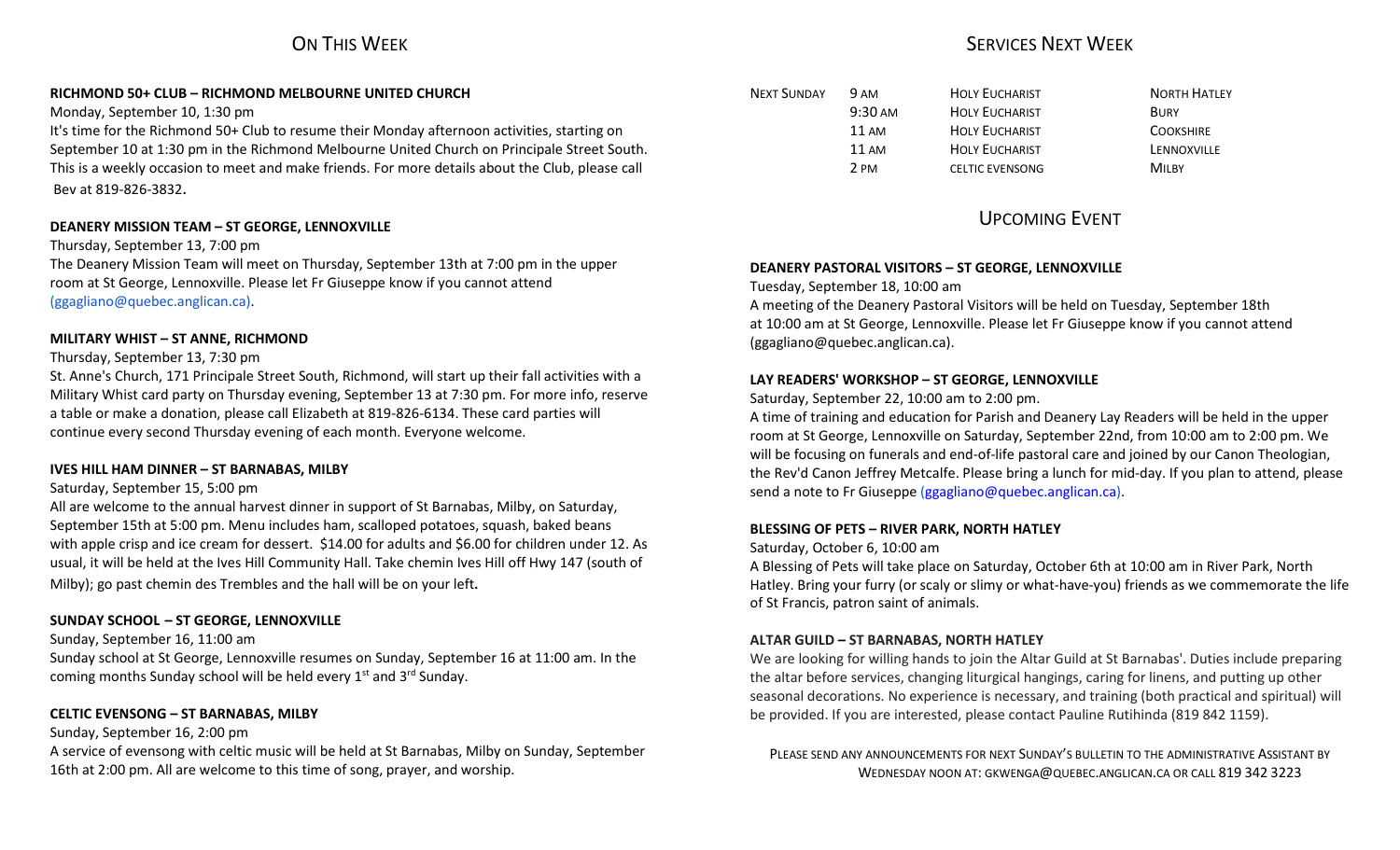## On This Week

**RICHMOND 50+ CLUB – RICHMOND MELBOURNE UNITED CHURCH**

Monday, September 10, 1:30 pm

It's time for the Richmond 50+ Club to resume their Monday afternoon activities, starting on September 10 at 1:30 pm in the Richmond Melbourne United Church on Principale Street South. This is a weekly occasion to meet and make friends. For more details about the Club, please call Bev at 819-826-3832.

**DEANERY MISSION TEAM – ST GEORGE, LENNOXVILLE**

Thursday, September 13, 7:00 pm

The Deanery Mission Team will meet on Thursday, September 13th at 7:00 pm in the upper room at St George, Lennoxville. Please let Fr Giuseppe know if you cannot attend (ggagliano@quebec.anglican.ca).

**MILITARY WHIST – ST ANNE, RICHMOND**

Thursday, September 13, 7:30 pm

St. Anne's Church, 171 Principale Street South, Richmond, will start up their fall activities with a Military Whist card party on Thursday evening, September 13 at 7:30 pm. For more info, reserve a table or make a donation, please call Elizabeth at 819-826-6134. These card parties will continue every second Thursday evening of each month. Everyone welcome.

**IVES HILL HAM DINNER – ST BARNABAS, MILBY**

Saturday, September 15, 5:00 pm

All are welcome to the annual harvest dinner in support of St Barnabas, Milby, on Saturday, September 15th at 5:00 pm. Menu includes ham, scalloped potatoes, squash, baked beans with apple crisp and ice cream for dessert. $14.00 for adults and $6.00 for children under 12. As usual, it will be held at the Ives Hill Community Hall. Take chemin Ives Hill off Hwy 147 (south of Milby); go past chemin des Trembles and the hall will be on your left.

**SUNDAY SCHOOL – ST GEORGE, LENNOXVILLE**

Sunday, September 16, 11:00 am

Sunday school at St George, Lennoxville resumes on Sunday, September 16 at 11:00 am. In the coming months Sunday school will be held every 1st and 3rd Sunday.

**CELTIC EVENSONG – ST BARNABAS, MILBY**

Sunday, September 16, 2:00 pm

A service of evensong with celtic music will be held at St Barnabas, Milby on Sunday, September 16th at 2:00 pm. All are welcome to this time of song, prayer, and worship.

## Services Next Week

| | | | |
|---|---|---|---|
| Next Sunday | 9 am | Holy Eucharist | North Hatley |
| | 9:30 am | Holy Eucharist | Bury |
| | 11 am | Holy Eucharist | Cookshire |
| | 11 am | Holy Eucharist | Lennoxville |
| | 2 pm | Celtic Evensong | Milby |

## Upcoming Event

**DEANERY PASTORAL VISITORS – ST GEORGE, LENNOXVILLE**

Tuesday, September 18, 10:00 am

A meeting of the Deanery Pastoral Visitors will be held on Tuesday, September 18th at 10:00 am at St George, Lennoxville. Please let Fr Giuseppe know if you cannot attend (ggagliano@quebec.anglican.ca).

**LAY READERS' WORKSHOP – ST GEORGE, LENNOXVILLE**

Saturday, September 22, 10:00 am to 2:00 pm.

A time of training and education for Parish and Deanery Lay Readers will be held in the upper room at St George, Lennoxville on Saturday, September 22nd, from 10:00 am to 2:00 pm. We will be focusing on funerals and end-of-life pastoral care and joined by our Canon Theologian, the Rev'd Canon Jeffrey Metcalfe. Please bring a lunch for mid-day. If you plan to attend, please send a note to Fr Giuseppe (ggagliano@quebec.anglican.ca).

**BLESSING OF PETS – RIVER PARK, NORTH HATLEY**

Saturday, October 6, 10:00 am

A Blessing of Pets will take place on Saturday, October 6th at 10:00 am in River Park, North Hatley. Bring your furry (or scaly or slimy or what-have-you) friends as we commemorate the life of St Francis, patron saint of animals.

**ALTAR GUILD – ST BARNABAS, NORTH HATLEY**

We are looking for willing hands to join the Altar Guild at St Barnabas'. Duties include preparing the altar before services, changing liturgical hangings, caring for linens, and putting up other seasonal decorations. No experience is necessary, and training (both practical and spiritual) will be provided. If you are interested, please contact Pauline Rutihinda (819 842 1159).

Please send any announcements for next Sunday's bulletin to the administrative Assistant by Wednesday noon at: gkwenga@quebec.anglican.ca or call 819 342 3223